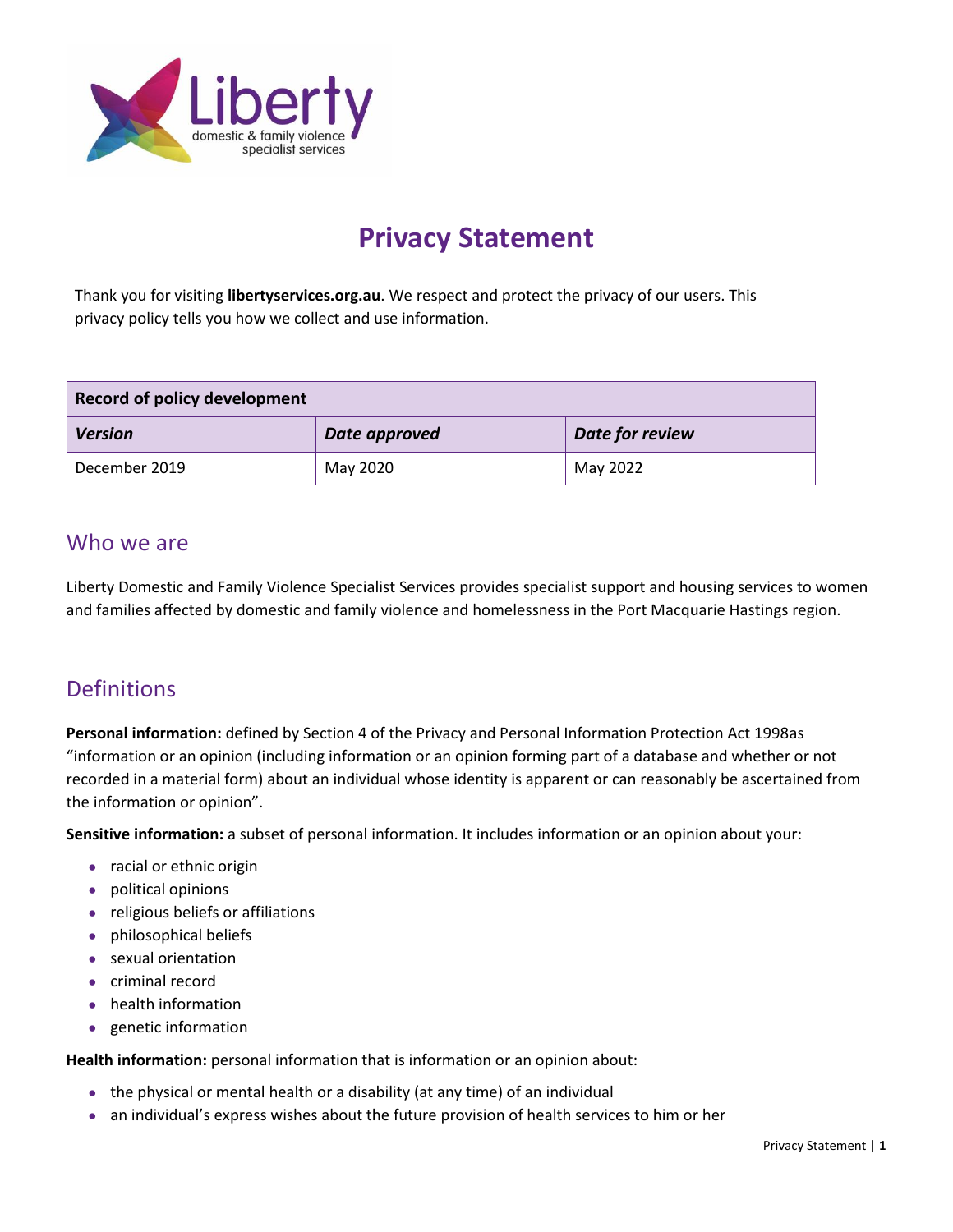# Privacy Statement

Thank you for visiting **libertyservices.org.au**. We respect and protect the privacy of our users. This privacy policy tells you how we collect and use information.

| **Record of policy development** | | |
|---|---|---|
| ***Version*** | ***Date approved*** | ***Date for review*** |
| December 2019 | May 2020 | May 2022 |

## Who we are

Liberty Domestic and Family Violence Specialist Services provides specialist support and housing services to women and families affected by domestic and family violence and homelessness in the Port Macquarie Hastings region.

## Definitions

**Personal information:** defined by Section 4 of the Privacy and Personal Information Protection Act 1998as "information or an opinion (including information or an opinion forming part of a database and whether or not recorded in a material form) about an individual whose identity is apparent or can reasonably be ascertained from the information or opinion".

**Sensitive information:** a subset of personal information. It includes information or an opinion about your:

- racial or ethnic origin
- political opinions
- religious beliefs or affiliations
- philosophical beliefs
- sexual orientation
- criminal record
- health information
- genetic information

**Health information:** personal information that is information or an opinion about:

- the physical or mental health or a disability (at any time) of an individual
- an individual's express wishes about the future provision of health services to him or her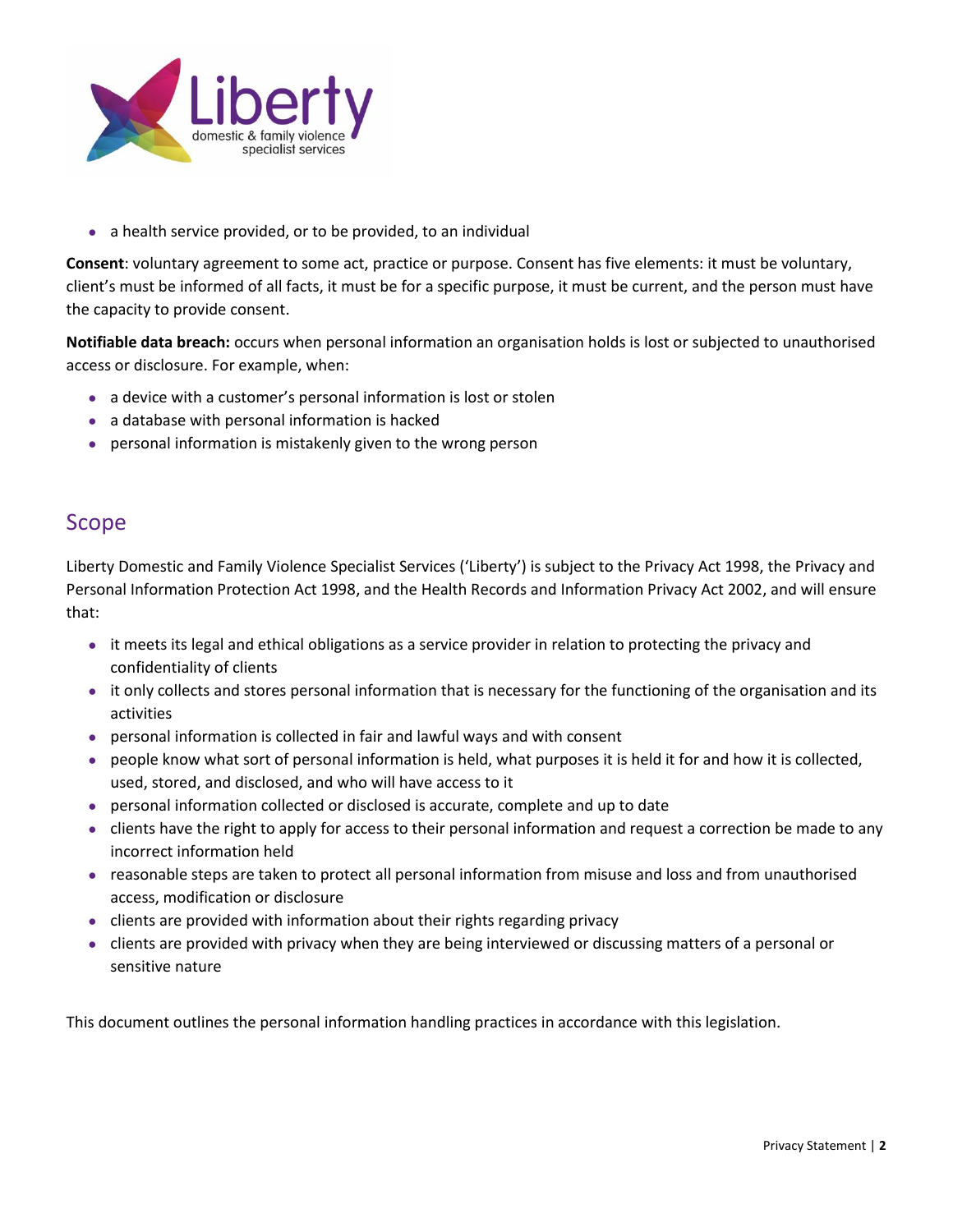- a health service provided, or to be provided, to an individual

**Consent**: voluntary agreement to some act, practice or purpose. Consent has five elements: it must be voluntary, client's must be informed of all facts, it must be for a specific purpose, it must be current, and the person must have the capacity to provide consent.

**Notifiable data breach:** occurs when personal information an organisation holds is lost or subjected to unauthorised access or disclosure. For example, when:

- a device with a customer's personal information is lost or stolen
- a database with personal information is hacked
- personal information is mistakenly given to the wrong person

## Scope

Liberty Domestic and Family Violence Specialist Services ('Liberty') is subject to the Privacy Act 1998, the Privacy and Personal Information Protection Act 1998, and the Health Records and Information Privacy Act 2002, and will ensure that:

- it meets its legal and ethical obligations as a service provider in relation to protecting the privacy and confidentiality of clients
- it only collects and stores personal information that is necessary for the functioning of the organisation and its activities
- personal information is collected in fair and lawful ways and with consent
- people know what sort of personal information is held, what purposes it is held it for and how it is collected, used, stored, and disclosed, and who will have access to it
- personal information collected or disclosed is accurate, complete and up to date
- clients have the right to apply for access to their personal information and request a correction be made to any incorrect information held
- reasonable steps are taken to protect all personal information from misuse and loss and from unauthorised access, modification or disclosure
- clients are provided with information about their rights regarding privacy
- clients are provided with privacy when they are being interviewed or discussing matters of a personal or sensitive nature

This document outlines the personal information handling practices in accordance with this legislation.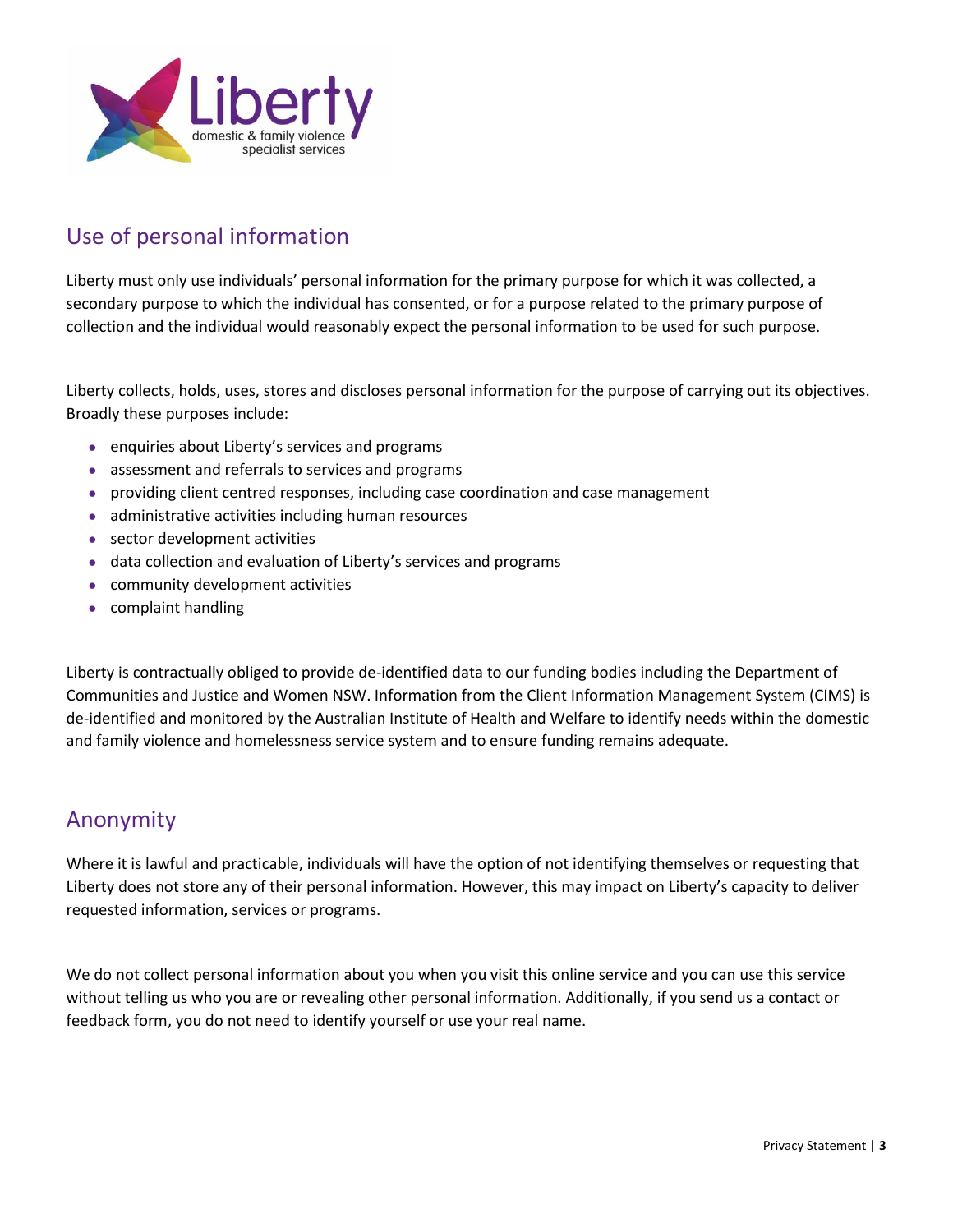## Use of personal information

Liberty must only use individuals' personal information for the primary purpose for which it was collected, a secondary purpose to which the individual has consented, or for a purpose related to the primary purpose of collection and the individual would reasonably expect the personal information to be used for such purpose.

Liberty collects, holds, uses, stores and discloses personal information for the purpose of carrying out its objectives. Broadly these purposes include:

- enquiries about Liberty's services and programs
- assessment and referrals to services and programs
- providing client centred responses, including case coordination and case management
- administrative activities including human resources
- sector development activities
- data collection and evaluation of Liberty's services and programs
- community development activities
- complaint handling

Liberty is contractually obliged to provide de-identified data to our funding bodies including the Department of Communities and Justice and Women NSW. Information from the Client Information Management System (CIMS) is de-identified and monitored by the Australian Institute of Health and Welfare to identify needs within the domestic and family violence and homelessness service system and to ensure funding remains adequate.

## Anonymity

Where it is lawful and practicable, individuals will have the option of not identifying themselves or requesting that Liberty does not store any of their personal information. However, this may impact on Liberty's capacity to deliver requested information, services or programs.

We do not collect personal information about you when you visit this online service and you can use this service without telling us who you are or revealing other personal information. Additionally, if you send us a contact or feedback form, you do not need to identify yourself or use your real name.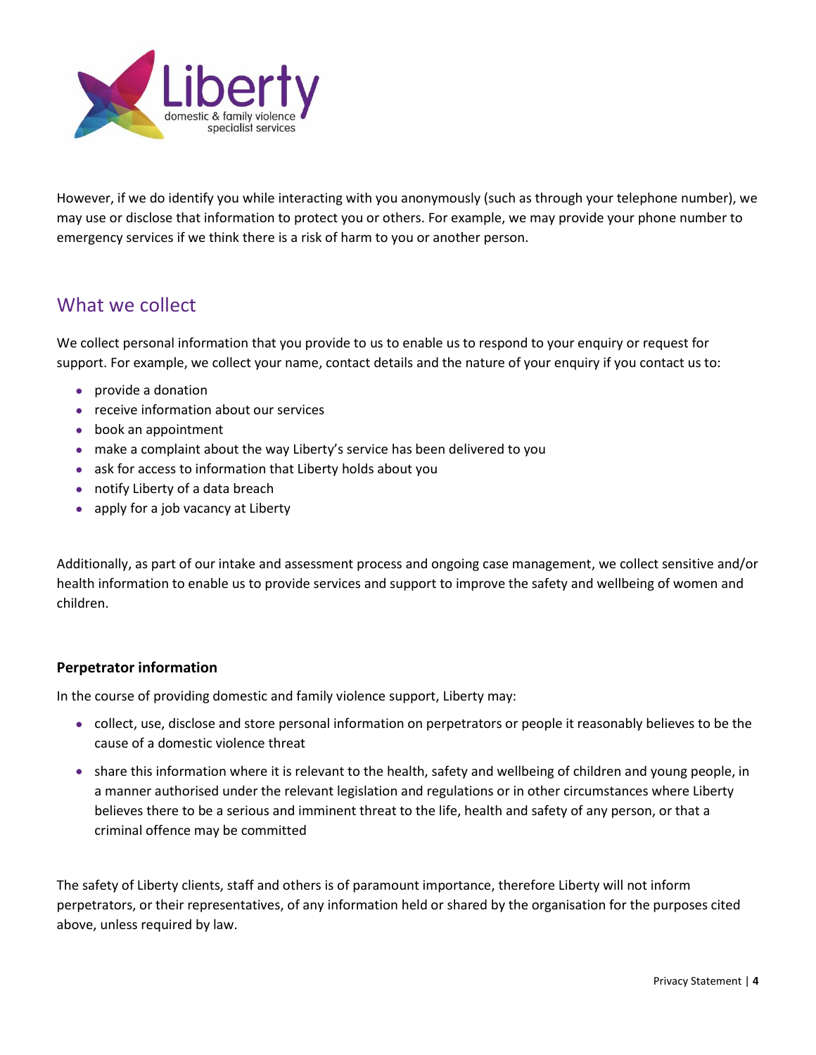However, if we do identify you while interacting with you anonymously (such as through your telephone number), we may use or disclose that information to protect you or others. For example, we may provide your phone number to emergency services if we think there is a risk of harm to you or another person.

## What we collect

We collect personal information that you provide to us to enable us to respond to your enquiry or request for support. For example, we collect your name, contact details and the nature of your enquiry if you contact us to:

- provide a donation
- receive information about our services
- book an appointment
- make a complaint about the way Liberty's service has been delivered to you
- ask for access to information that Liberty holds about you
- notify Liberty of a data breach
- apply for a job vacancy at Liberty

Additionally, as part of our intake and assessment process and ongoing case management, we collect sensitive and/or health information to enable us to provide services and support to improve the safety and wellbeing of women and children.

### Perpetrator information

In the course of providing domestic and family violence support, Liberty may:

- collect, use, disclose and store personal information on perpetrators or people it reasonably believes to be the cause of a domestic violence threat
- share this information where it is relevant to the health, safety and wellbeing of children and young people, in a manner authorised under the relevant legislation and regulations or in other circumstances where Liberty believes there to be a serious and imminent threat to the life, health and safety of any person, or that a criminal offence may be committed

The safety of Liberty clients, staff and others is of paramount importance, therefore Liberty will not inform perpetrators, or their representatives, of any information held or shared by the organisation for the purposes cited above, unless required by law.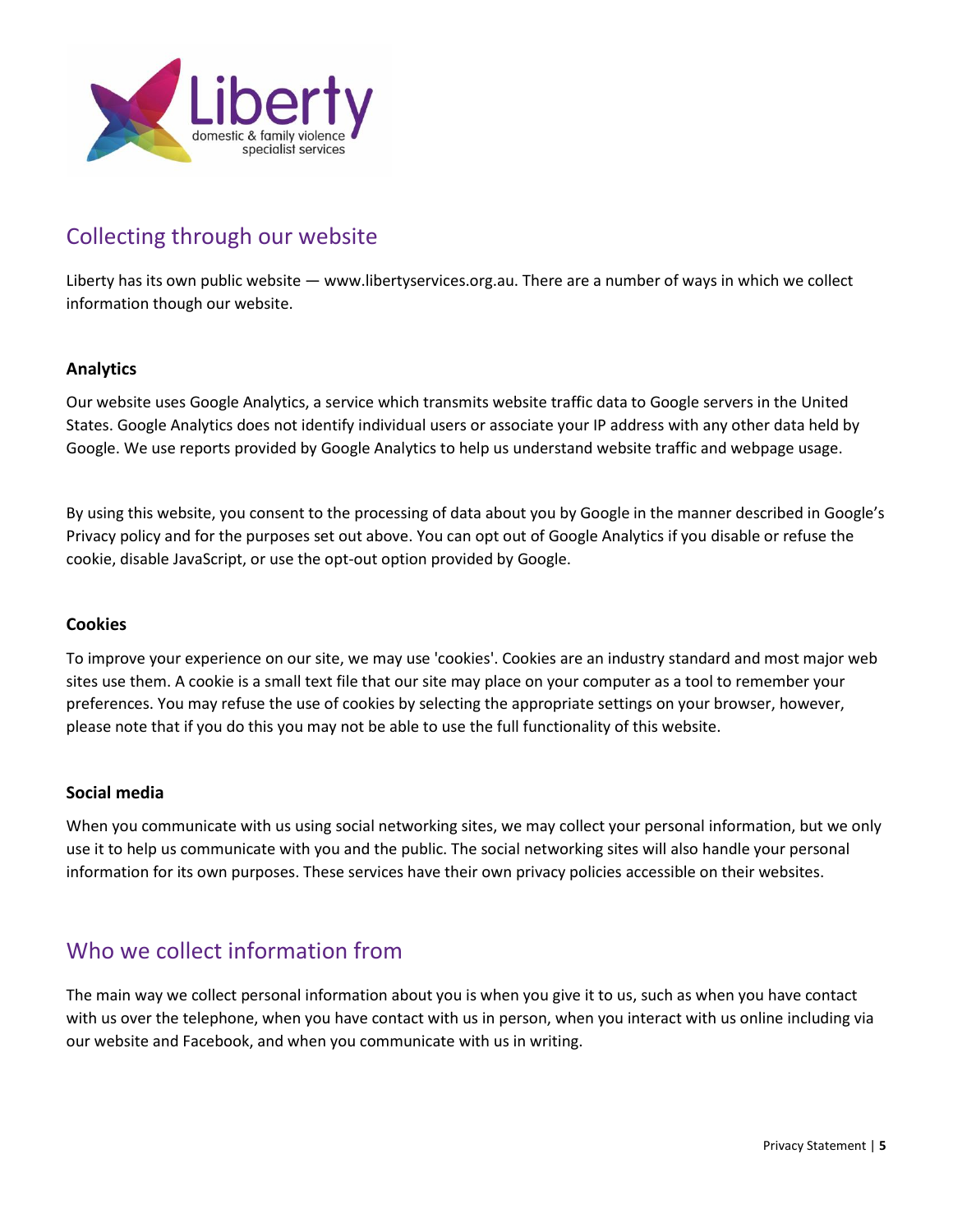## Collecting through our website

Liberty has its own public website — www.libertyservices.org.au. There are a number of ways in which we collect information though our website.

### Analytics

Our website uses Google Analytics, a service which transmits website traffic data to Google servers in the United States. Google Analytics does not identify individual users or associate your IP address with any other data held by Google. We use reports provided by Google Analytics to help us understand website traffic and webpage usage.

By using this website, you consent to the processing of data about you by Google in the manner described in Google's Privacy policy and for the purposes set out above. You can opt out of Google Analytics if you disable or refuse the cookie, disable JavaScript, or use the opt-out option provided by Google.

### Cookies

To improve your experience on our site, we may use 'cookies'. Cookies are an industry standard and most major web sites use them. A cookie is a small text file that our site may place on your computer as a tool to remember your preferences. You may refuse the use of cookies by selecting the appropriate settings on your browser, however, please note that if you do this you may not be able to use the full functionality of this website.

### Social media

When you communicate with us using social networking sites, we may collect your personal information, but we only use it to help us communicate with you and the public. The social networking sites will also handle your personal information for its own purposes. These services have their own privacy policies accessible on their websites.

## Who we collect information from

The main way we collect personal information about you is when you give it to us, such as when you have contact with us over the telephone, when you have contact with us in person, when you interact with us online including via our website and Facebook, and when you communicate with us in writing.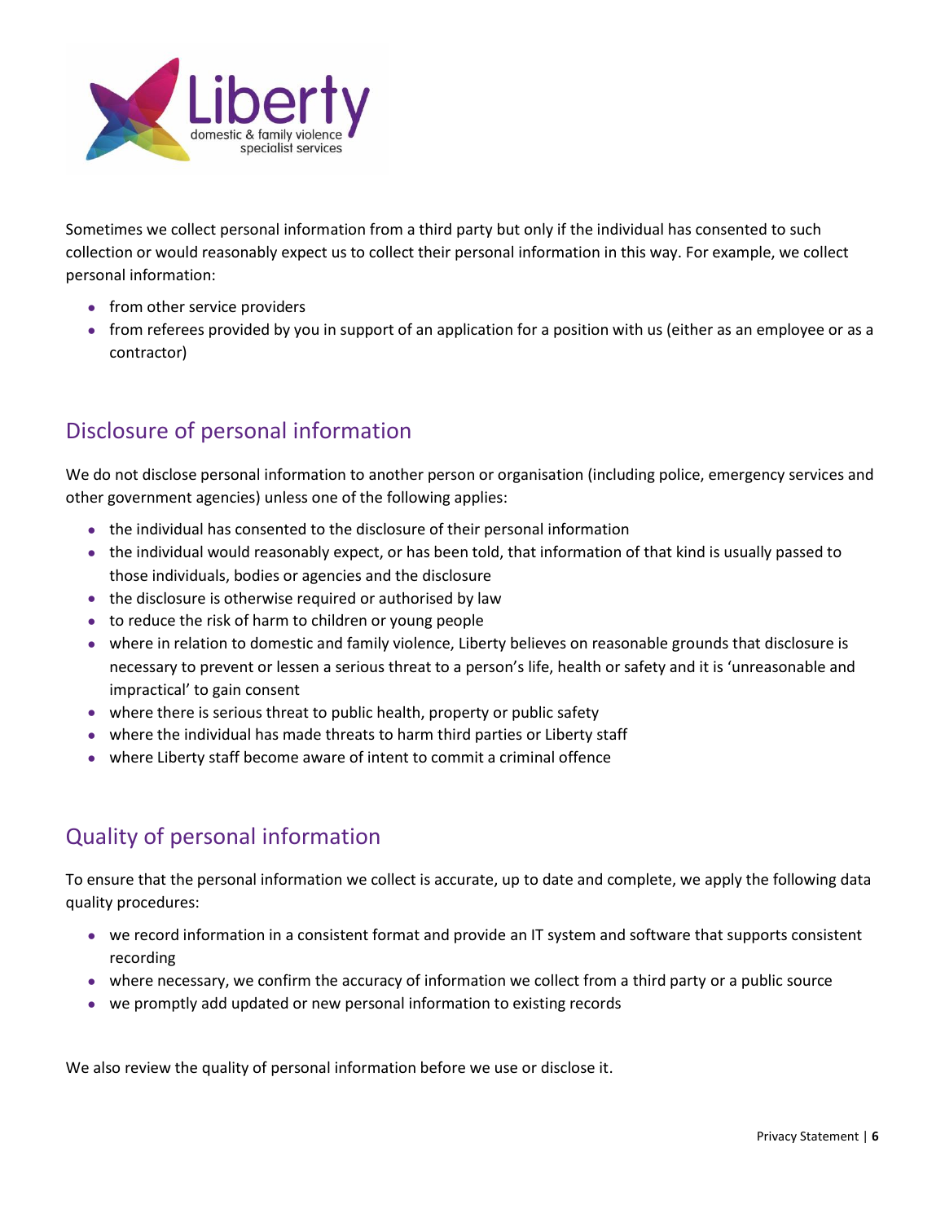Sometimes we collect personal information from a third party but only if the individual has consented to such collection or would reasonably expect us to collect their personal information in this way. For example, we collect personal information:

- from other service providers
- from referees provided by you in support of an application for a position with us (either as an employee or as a contractor)

## Disclosure of personal information

We do not disclose personal information to another person or organisation (including police, emergency services and other government agencies) unless one of the following applies:

- the individual has consented to the disclosure of their personal information
- the individual would reasonably expect, or has been told, that information of that kind is usually passed to those individuals, bodies or agencies and the disclosure
- the disclosure is otherwise required or authorised by law
- to reduce the risk of harm to children or young people
- where in relation to domestic and family violence, Liberty believes on reasonable grounds that disclosure is necessary to prevent or lessen a serious threat to a person's life, health or safety and it is 'unreasonable and impractical' to gain consent
- where there is serious threat to public health, property or public safety
- where the individual has made threats to harm third parties or Liberty staff
- where Liberty staff become aware of intent to commit a criminal offence

## Quality of personal information

To ensure that the personal information we collect is accurate, up to date and complete, we apply the following data quality procedures:

- we record information in a consistent format and provide an IT system and software that supports consistent recording
- where necessary, we confirm the accuracy of information we collect from a third party or a public source
- we promptly add updated or new personal information to existing records

We also review the quality of personal information before we use or disclose it.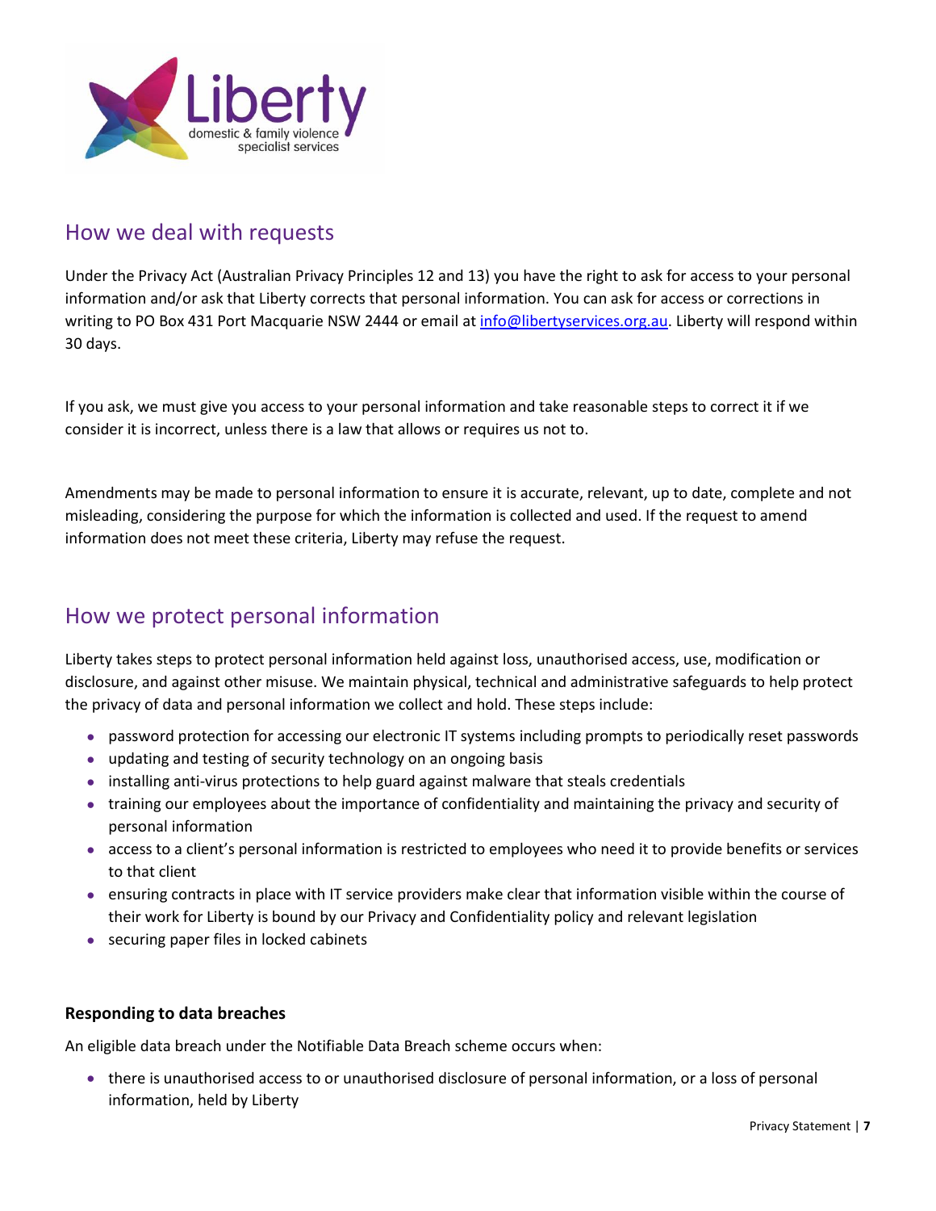## How we deal with requests

Under the Privacy Act (Australian Privacy Principles 12 and 13) you have the right to ask for access to your personal information and/or ask that Liberty corrects that personal information. You can ask for access or corrections in writing to PO Box 431 Port Macquarie NSW 2444 or email at [info@libertyservices.org.au](mailto:info@libertyservices.org.au). Liberty will respond within 30 days.

If you ask, we must give you access to your personal information and take reasonable steps to correct it if we consider it is incorrect, unless there is a law that allows or requires us not to.

Amendments may be made to personal information to ensure it is accurate, relevant, up to date, complete and not misleading, considering the purpose for which the information is collected and used. If the request to amend information does not meet these criteria, Liberty may refuse the request.

## How we protect personal information

Liberty takes steps to protect personal information held against loss, unauthorised access, use, modification or disclosure, and against other misuse. We maintain physical, technical and administrative safeguards to help protect the privacy of data and personal information we collect and hold. These steps include:

- password protection for accessing our electronic IT systems including prompts to periodically reset passwords
- updating and testing of security technology on an ongoing basis
- installing anti-virus protections to help guard against malware that steals credentials
- training our employees about the importance of confidentiality and maintaining the privacy and security of personal information
- access to a client's personal information is restricted to employees who need it to provide benefits or services to that client
- ensuring contracts in place with IT service providers make clear that information visible within the course of their work for Liberty is bound by our Privacy and Confidentiality policy and relevant legislation
- securing paper files in locked cabinets

**Responding to data breaches**

An eligible data breach under the Notifiable Data Breach scheme occurs when:

- there is unauthorised access to or unauthorised disclosure of personal information, or a loss of personal information, held by Liberty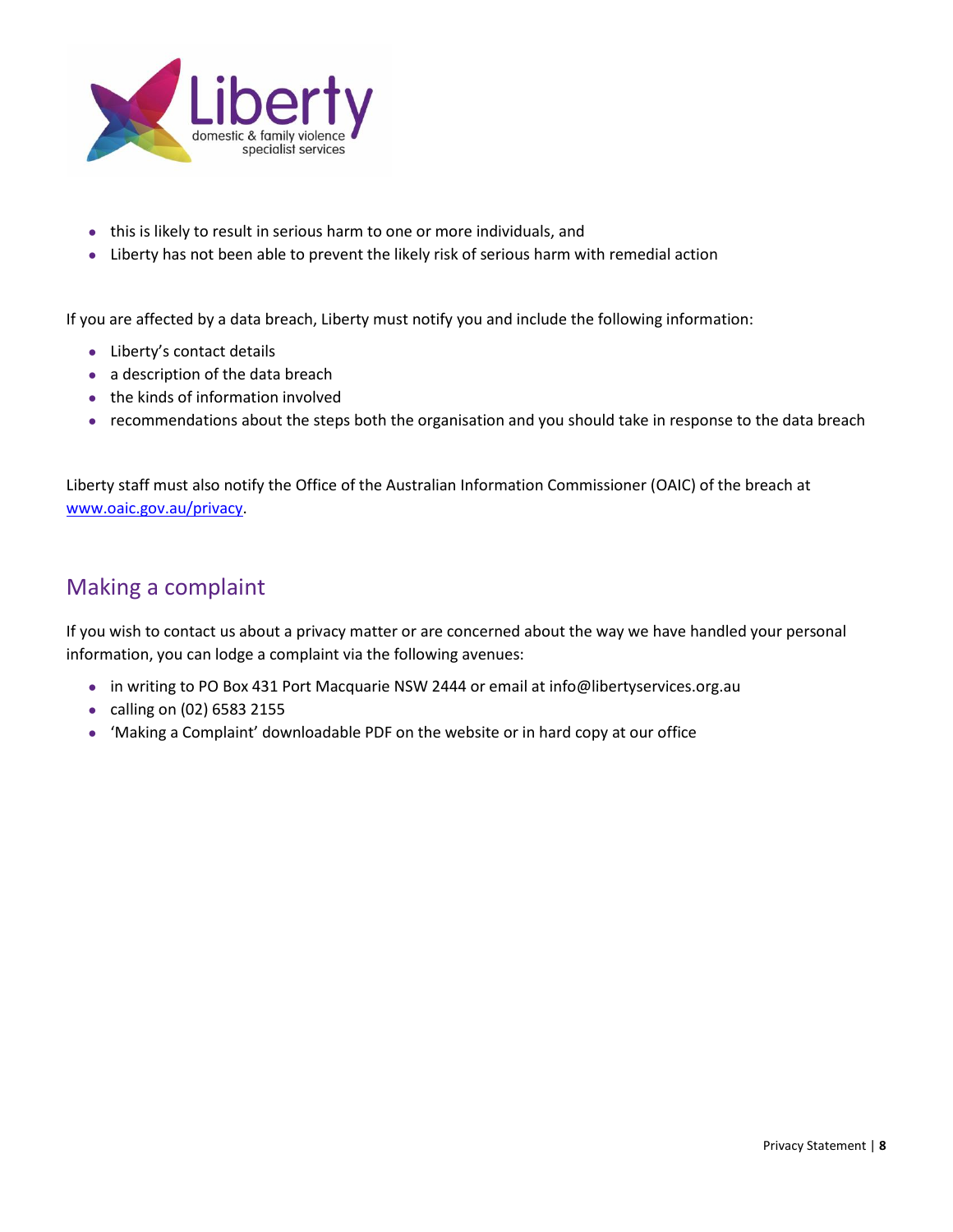- this is likely to result in serious harm to one or more individuals, and
- Liberty has not been able to prevent the likely risk of serious harm with remedial action

If you are affected by a data breach, Liberty must notify you and include the following information:

- Liberty's contact details
- a description of the data breach
- the kinds of information involved
- recommendations about the steps both the organisation and you should take in response to the data breach

Liberty staff must also notify the Office of the Australian Information Commissioner (OAIC) of the breach at [www.oaic.gov.au/privacy](http://www.oaic.gov.au/privacy).

## Making a complaint

If you wish to contact us about a privacy matter or are concerned about the way we have handled your personal information, you can lodge a complaint via the following avenues:

- in writing to PO Box 431 Port Macquarie NSW 2444 or email at info@libertyservices.org.au
- calling on (02) 6583 2155
- 'Making a Complaint' downloadable PDF on the website or in hard copy at our office